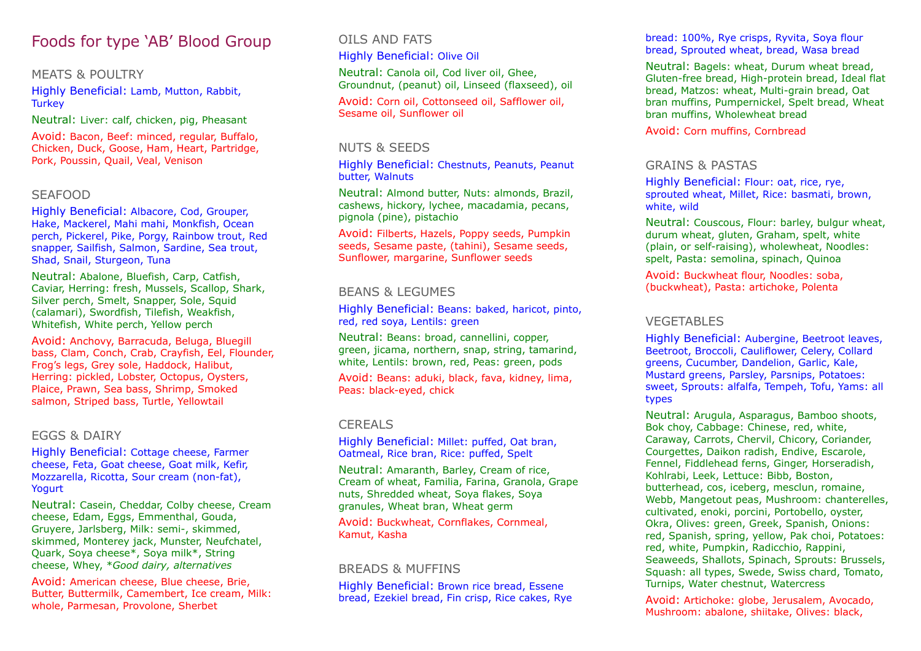# Foods for type 'AB' Blood Group

## MEATS & POULTRY

Highly Beneficial: Lamb, Mutton, Rabbit, Turkey

Neutral: Liver: calf, chicken, pig, Pheasant

Avoid: Bacon, Beef: minced, regular, Buffalo, Chicken, Duck, Goose, Ham, Heart, Partridge, Pork, Poussin, Quail, Veal, Venison

## SEAFOOD

Highly Beneficial: Albacore, Cod, Grouper, Hake, Mackerel, Mahi mahi, Monkfish, Ocean perch, Pickerel, Pike, Porgy, Rainbow trout, Red snapper, Sailfish, Salmon, Sardine, Sea trout, Shad, Snail, Sturgeon, Tuna

Neutral: Abalone, Bluefish, Carp, Catfish, Caviar, Herring: fresh, Mussels, Scallop, Shark, Silver perch, Smelt, Snapper, Sole, Squid (calamari), Swordfish, Tilefish, Weakfish, Whitefish, White perch, Yellow perch

Avoid: Anchovy, Barracuda, Beluga, Bluegill bass, Clam, Conch, Crab, Crayfish, Eel, Flounder, Frog's legs, Grey sole, Haddock, Halibut, Herring: pickled, Lobster, Octopus, Oysters, Plaice, Prawn, Sea bass, Shrimp, Smoked salmon, Striped bass, Turtle, Yellowtail

## EGGS & DAIRY

Highly Beneficial: Cottage cheese, Farmer cheese, Feta, Goat cheese, Goat milk, Kefir, Mozzarella, Ricotta, Sour cream (non-fat), Yogurt

Neutral: Casein, Cheddar, Colby cheese, Cream cheese, Edam, Eggs, Emmenthal, Gouda, Gruyere, Jarlsberg, Milk: semi-, skimmed, skimmed, Monterey jack, Munster, Neufchatel, Quark, Soya cheese*, Soya milk*, String cheese, Whey, **Good dairy, alternatives*

Avoid: American cheese, Blue cheese, Brie, Butter, Buttermilk, Camembert, Ice cream, Milk: whole, Parmesan, Provolone, Sherbet

## OILS AND FATS

Highly Beneficial: Olive Oil

Neutral: Canola oil, Cod liver oil, Ghee, Groundnut, (peanut) oil, Linseed (flaxseed), oil

Avoid: Corn oil, Cottonseed oil, Safflower oil, Sesame oil, Sunflower oil

## NUTS & SEEDS

Highly Beneficial: Chestnuts, Peanuts, Peanut butter, Walnuts

Neutral: Almond butter, Nuts: almonds, Brazil, cashews, hickory, lychee, macadamia, pecans, pignola (pine), pistachio

Avoid: Filberts, Hazels, Poppy seeds, Pumpkin seeds, Sesame paste, (tahini), Sesame seeds, Sunflower, margarine, Sunflower seeds

## BEANS & LEGUMES

Highly Beneficial: Beans: baked, haricot, pinto, red, red soya, Lentils: green

Neutral: Beans: broad, cannellini, copper, green, jicama, northern, snap, string, tamarind, white, Lentils: brown, red, Peas: green, pods

Avoid: Beans: aduki, black, fava, kidney, lima, Peas: black-eyed, chick

## CEREALS

Highly Beneficial: Millet: puffed, Oat bran, Oatmeal, Rice bran, Rice: puffed, Spelt

Neutral: Amaranth, Barley, Cream of rice, Cream of wheat, Familia, Farina, Granola, Grape nuts, Shredded wheat, Soya flakes, Soya granules, Wheat bran, Wheat germ

Avoid: Buckwheat, Cornflakes, Cornmeal, Kamut, Kasha

## BREADS & MUFFINS

Highly Beneficial: Brown rice bread, Essene bread, Ezekiel bread, Fin crisp, Rice cakes, Rye bread: 100%, Rye crisps, Ryvita, Soya flour bread, Sprouted wheat, bread, Wasa bread

Neutral: Bagels: wheat, Durum wheat bread, Gluten-free bread, High-protein bread, Ideal flat bread, Matzos: wheat, Multi-grain bread, Oat bran muffins, Pumpernickel, Spelt bread, Wheat bran muffins, Wholewheat bread

Avoid: Corn muffins, Cornbread

## GRAINS & PASTAS

Highly Beneficial: Flour: oat, rice, rye, sprouted wheat, Millet, Rice: basmati, brown, white, wild

Neutral: Couscous, Flour: barley, bulgur wheat, durum wheat, gluten, Graham, spelt, white (plain, or self-raising), wholewheat, Noodles: spelt, Pasta: semolina, spinach, Quinoa

Avoid: Buckwheat flour, Noodles: soba, (buckwheat), Pasta: artichoke, Polenta

## VEGETABLES

Highly Beneficial: Aubergine, Beetroot leaves, Beetroot, Broccoli, Cauliflower, Celery, Collard greens, Cucumber, Dandelion, Garlic, Kale, Mustard greens, Parsley, Parsnips, Potatoes: sweet, Sprouts: alfalfa, Tempeh, Tofu, Yams: all types

Neutral: Arugula, Asparagus, Bamboo shoots, Bok choy, Cabbage: Chinese, red, white, Caraway, Carrots, Chervil, Chicory, Coriander, Courgettes, Daikon radish, Endive, Escarole, Fennel, Fiddlehead ferns, Ginger, Horseradish, Kohlrabi, Leek, Lettuce: Bibb, Boston, butterhead, cos, iceberg, mesclun, romaine, Webb, Mangetout peas, Mushroom: chanterelles, cultivated, enoki, porcini, Portobello, oyster, Okra, Olives: green, Greek, Spanish, Onions: red, Spanish, spring, yellow, Pak choi, Potatoes: red, white, Pumpkin, Radicchio, Rappini, Seaweeds, Shallots, Spinach, Sprouts: Brussels, Squash: all types, Swede, Swiss chard, Tomato, Turnips, Water chestnut, Watercress

Avoid: Artichoke: globe, Jerusalem, Avocado, Mushroom: abalone, shiitake, Olives: black,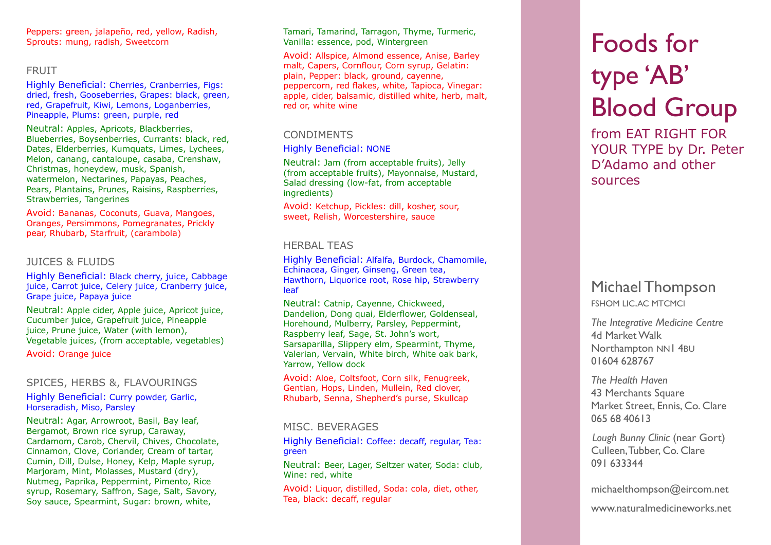Peppers: green, jalapeño, red, yellow, Radish, Sprouts: mung, radish, Sweetcorn

## FRUIT

Highly Beneficial: Cherries, Cranberries, Figs: dried, fresh, Gooseberries, Grapes: black, green, red, Grapefruit, Kiwi, Lemons, Loganberries, Pineapple, Plums: green, purple, red

Neutral: Apples, Apricots, Blackberries, Blueberries, Boysenberries, Currants: black, red, Dates, Elderberries, Kumquats, Limes, Lychees, Melon, canang, cantaloupe, casaba, Crenshaw, Christmas, honeydew, musk, Spanish, watermelon, Nectarines, Papayas, Peaches, Pears, Plantains, Prunes, Raisins, Raspberries, Strawberries, Tangerines

Avoid: Bananas, Coconuts, Guava, Mangoes, Oranges, Persimmons, Pomegranates, Prickly pear, Rhubarb, Starfruit, (carambola)

## JUICES & FLUIDS

Highly Beneficial: Black cherry, juice, Cabbage juice, Carrot juice, Celery juice, Cranberry juice, Grape juice, Papaya juice

Neutral: Apple cider, Apple juice, Apricot juice, Cucumber juice, Grapefruit juice, Pineapple juice, Prune juice, Water (with lemon), Vegetable juices, (from acceptable, vegetables)

Avoid: Orange juice

## SPICES, HERBS &, FLAVOURINGS

Highly Beneficial: Curry powder, Garlic, Horseradish, Miso, Parsley

Neutral: Agar, Arrowroot, Basil, Bay leaf, Bergamot, Brown rice syrup, Caraway, Cardamom, Carob, Chervil, Chives, Chocolate, Cinnamon, Clove, Coriander, Cream of tartar, Cumin, Dill, Dulse, Honey, Kelp, Maple syrup, Marjoram, Mint, Molasses, Mustard (dry), Nutmeg, Paprika, Peppermint, Pimento, Rice syrup, Rosemary, Saffron, Sage, Salt, Savory, Soy sauce, Spearmint, Sugar: brown, white, Tamari, Tamarind, Tarragon, Thyme, Turmeric, Vanilla: essence, pod, Wintergreen

Avoid: Allspice, Almond essence, Anise, Barley malt, Capers, Cornflour, Corn syrup, Gelatin: plain, Pepper: black, ground, cayenne, peppercorn, red flakes, white, Tapioca, Vinegar: apple, cider, balsamic, distilled white, herb, malt, red or, white wine

## CONDIMENTS

Highly Beneficial: NONE

Neutral: Jam (from acceptable fruits), Jelly (from acceptable fruits), Mayonnaise, Mustard, Salad dressing (low-fat, from acceptable ingredients)

Avoid: Ketchup, Pickles: dill, kosher, sour, sweet, Relish, Worcestershire, sauce

## HERBAL TEAS

Highly Beneficial: Alfalfa, Burdock, Chamomile, Echinacea, Ginger, Ginseng, Green tea, Hawthorn, Liquorice root, Rose hip, Strawberry leaf

Neutral: Catnip, Cayenne, Chickweed, Dandelion, Dong quai, Elderflower, Goldenseal, Horehound, Mulberry, Parsley, Peppermint, Raspberry leaf, Sage, St. John's wort, Sarsaparilla, Slippery elm, Spearmint, Thyme, Valerian, Vervain, White birch, White oak bark, Yarrow, Yellow dock

Avoid: Aloe, Coltsfoot, Corn silk, Fenugreek, Gentian, Hops, Linden, Mullein, Red clover, Rhubarb, Senna, Shepherd's purse, Skullcap

## MISC. BEVERAGES

Highly Beneficial: Coffee: decaff, regular, Tea: green

Neutral: Beer, Lager, Seltzer water, Soda: club, Wine: red, white

Avoid: Liquor, distilled, Soda: cola, diet, other, Tea, black: decaff, regular

# Foods for type 'AB' Blood Group

from EAT RIGHT FOR YOUR TYPE by Dr. Peter D'Adamo and other sources

## Michael Thompson

FSHOM LIC.AC MTCMCI

*The Integrative Medicine Centre*
4d Market Walk
Northampton NN1 4BU
01604 628767

*The Health Haven*
43 Merchants Square
Market Street, Ennis, Co. Clare
065 68 40613

*Lough Bunny Clinic* (near Gort)
Culleen, Tubber, Co. Clare
091 633344

michaelthompson@eircom.net

www.naturalmedicineworks.net